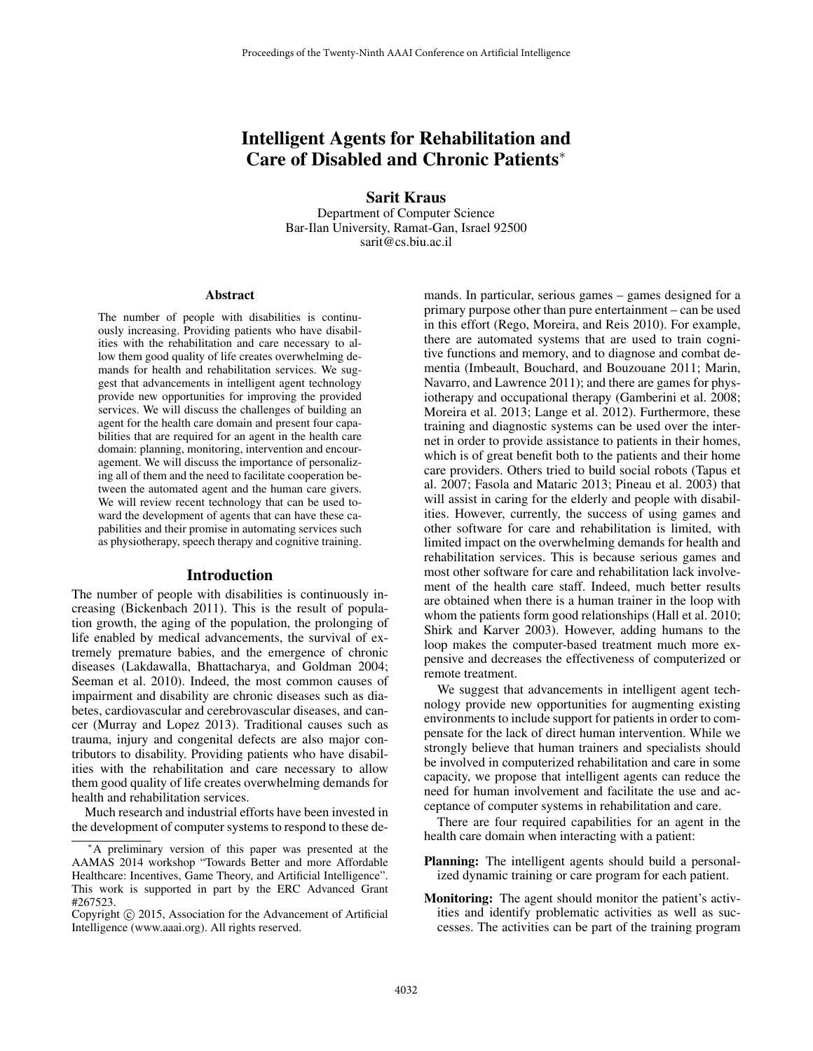# Intelligent Agents for Rehabilitation and Care of Disabled and Chronic Patients*

**Sarit Kraus**
Department of Computer Science
Bar-Ilan University, Ramat-Gan, Israel 92500
sarit@cs.biu.ac.il

### Abstract

The number of people with disabilities is continuously increasing. Providing patients who have disabilities with the rehabilitation and care necessary to allow them good quality of life creates overwhelming demands for health and rehabilitation services. We suggest that advancements in intelligent agent technology provide new opportunities for improving the provided services. We will discuss the challenges of building an agent for the health care domain and present four capabilities that are required for an agent in the health care domain: planning, monitoring, intervention and encouragement. We will discuss the importance of personalizing all of them and the need to facilitate cooperation between the automated agent and the human care givers. We will review recent technology that can be used toward the development of agents that can have these capabilities and their promise in automating services such as physiotherapy, speech therapy and cognitive training.

## Introduction

The number of people with disabilities is continuously increasing (Bickenbach 2011). This is the result of population growth, the aging of the population, the prolonging of life enabled by medical advancements, the survival of extremely premature babies, and the emergence of chronic diseases (Lakdawalla, Bhattacharya, and Goldman 2004; Seeman et al. 2010). Indeed, the most common causes of impairment and disability are chronic diseases such as diabetes, cardiovascular and cerebrovascular diseases, and cancer (Murray and Lopez 2013). Traditional causes such as trauma, injury and congenital defects are also major contributors to disability. Providing patients who have disabilities with the rehabilitation and care necessary to allow them good quality of life creates overwhelming demands for health and rehabilitation services.

Much research and industrial efforts have been invested in the development of computer systems to respond to these demands. In particular, serious games – games designed for a primary purpose other than pure entertainment – can be used in this effort (Rego, Moreira, and Reis 2010). For example, there are automated systems that are used to train cognitive functions and memory, and to diagnose and combat dementia (Imbeault, Bouchard, and Bouzouane 2011; Marin, Navarro, and Lawrence 2011); and there are games for physiotherapy and occupational therapy (Gamberini et al. 2008; Moreira et al. 2013; Lange et al. 2012). Furthermore, these training and diagnostic systems can be used over the internet in order to provide assistance to patients in their homes, which is of great benefit both to the patients and their home care providers. Others tried to build social robots (Tapus et al. 2007; Fasola and Mataric 2013; Pineau et al. 2003) that will assist in caring for the elderly and people with disabilities. However, currently, the success of using games and other software for care and rehabilitation is limited, with limited impact on the overwhelming demands for health and rehabilitation services. This is because serious games and most other software for care and rehabilitation lack involvement of the health care staff. Indeed, much better results are obtained when there is a human trainer in the loop with whom the patients form good relationships (Hall et al. 2010; Shirk and Karver 2003). However, adding humans to the loop makes the computer-based treatment much more expensive and decreases the effectiveness of computerized or remote treatment.

We suggest that advancements in intelligent agent technology provide new opportunities for augmenting existing environments to include support for patients in order to compensate for the lack of direct human intervention. While we strongly believe that human trainers and specialists should be involved in computerized rehabilitation and care in some capacity, we propose that intelligent agents can reduce the need for human involvement and facilitate the use and acceptance of computer systems in rehabilitation and care.

There are four required capabilities for an agent in the health care domain when interacting with a patient:

- **Planning:** The intelligent agents should build a personalized dynamic training or care program for each patient.
- **Monitoring:** The agent should monitor the patient's activities and identify problematic activities as well as successes. The activities can be part of the training program

*A preliminary version of this paper was presented at the AAMAS 2014 workshop "Towards Better and more Affordable Healthcare: Incentives, Game Theory, and Artificial Intelligence". This work is supported in part by the ERC Advanced Grant #267523.

Copyright © 2015, Association for the Advancement of Artificial Intelligence (www.aaai.org). All rights reserved.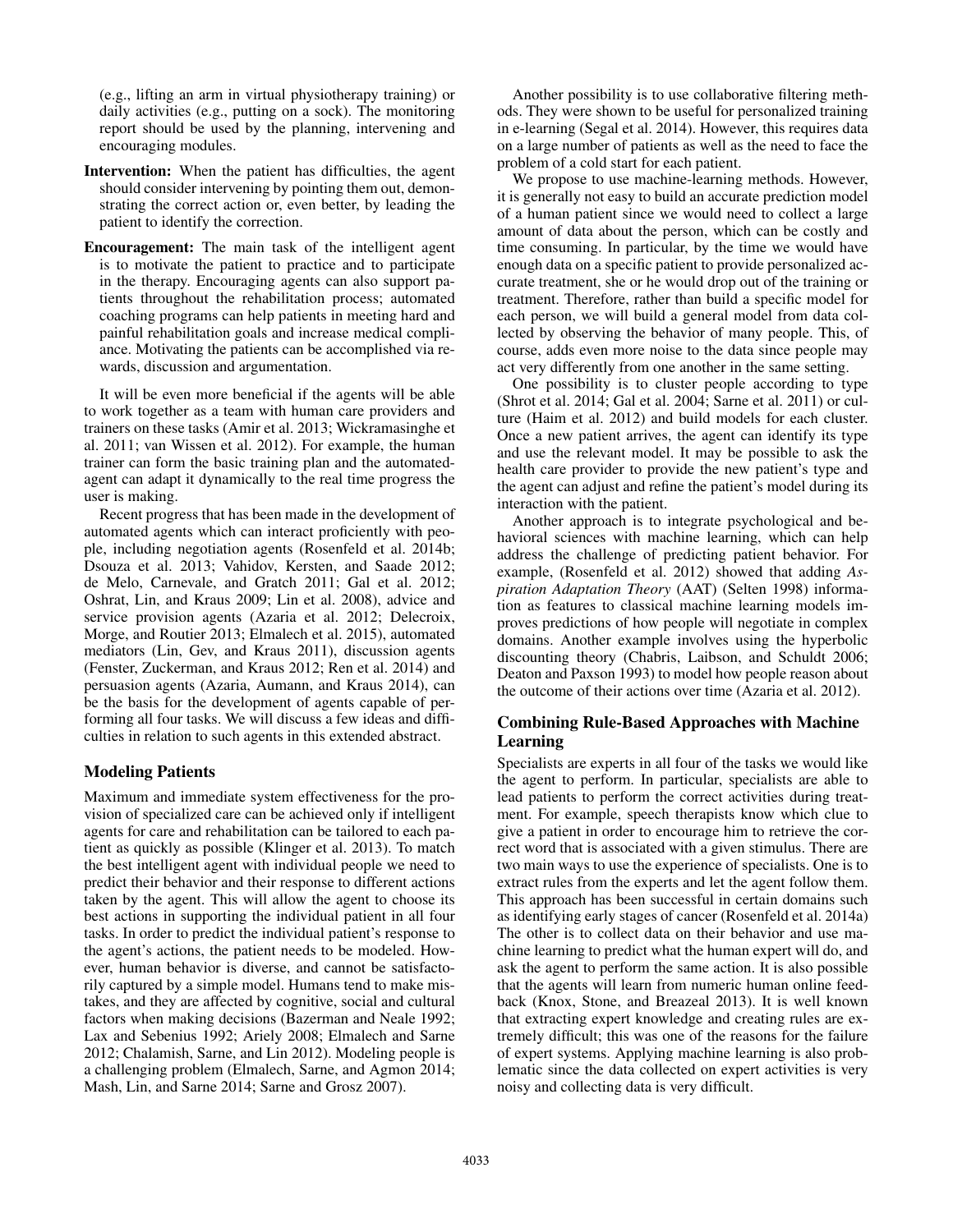(e.g., lifting an arm in virtual physiotherapy training) or daily activities (e.g., putting on a sock). The monitoring report should be used by the planning, intervening and encouraging modules.

**Intervention:** When the patient has difficulties, the agent should consider intervening by pointing them out, demonstrating the correct action or, even better, by leading the patient to identify the correction.

**Encouragement:** The main task of the intelligent agent is to motivate the patient to practice and to participate in the therapy. Encouraging agents can also support patients throughout the rehabilitation process; automated coaching programs can help patients in meeting hard and painful rehabilitation goals and increase medical compliance. Motivating the patients can be accomplished via rewards, discussion and argumentation.

It will be even more beneficial if the agents will be able to work together as a team with human care providers and trainers on these tasks (Amir et al. 2013; Wickramasinghe et al. 2011; van Wissen et al. 2012). For example, the human trainer can form the basic training plan and the automated-agent can adapt it dynamically to the real time progress the user is making.

Recent progress that has been made in the development of automated agents which can interact proficiently with people, including negotiation agents (Rosenfeld et al. 2014b; Dsouza et al. 2013; Vahidov, Kersten, and Saade 2012; de Melo, Carnevale, and Gratch 2011; Gal et al. 2012; Oshrat, Lin, and Kraus 2009; Lin et al. 2008), advice and service provision agents (Azaria et al. 2012; Delecroix, Morge, and Routier 2013; Elmalech et al. 2015), automated mediators (Lin, Gev, and Kraus 2011), discussion agents (Fenster, Zuckerman, and Kraus 2012; Ren et al. 2014) and persuasion agents (Azaria, Aumann, and Kraus 2014), can be the basis for the development of agents capable of performing all four tasks. We will discuss a few ideas and difficulties in relation to such agents in this extended abstract.

## Modeling Patients

Maximum and immediate system effectiveness for the provision of specialized care can be achieved only if intelligent agents for care and rehabilitation can be tailored to each patient as quickly as possible (Klinger et al. 2013). To match the best intelligent agent with individual people we need to predict their behavior and their response to different actions taken by the agent. This will allow the agent to choose its best actions in supporting the individual patient in all four tasks. In order to predict the individual patient's response to the agent's actions, the patient needs to be modeled. However, human behavior is diverse, and cannot be satisfactorily captured by a simple model. Humans tend to make mistakes, and they are affected by cognitive, social and cultural factors when making decisions (Bazerman and Neale 1992; Lax and Sebenius 1992; Ariely 2008; Elmalech and Sarne 2012; Chalamish, Sarne, and Lin 2012). Modeling people is a challenging problem (Elmalech, Sarne, and Agmon 2014; Mash, Lin, and Sarne 2014; Sarne and Grosz 2007).

Another possibility is to use collaborative filtering methods. They were shown to be useful for personalized training in e-learning (Segal et al. 2014). However, this requires data on a large number of patients as well as the need to face the problem of a cold start for each patient.

We propose to use machine-learning methods. However, it is generally not easy to build an accurate prediction model of a human patient since we would need to collect a large amount of data about the person, which can be costly and time consuming. In particular, by the time we would have enough data on a specific patient to provide personalized accurate treatment, she or he would drop out of the training or treatment. Therefore, rather than build a specific model for each person, we will build a general model from data collected by observing the behavior of many people. This, of course, adds even more noise to the data since people may act very differently from one another in the same setting.

One possibility is to cluster people according to type (Shrot et al. 2014; Gal et al. 2004; Sarne et al. 2011) or culture (Haim et al. 2012) and build models for each cluster. Once a new patient arrives, the agent can identify its type and use the relevant model. It may be possible to ask the health care provider to provide the new patient's type and the agent can adjust and refine the patient's model during its interaction with the patient.

Another approach is to integrate psychological and behavioral sciences with machine learning, which can help address the challenge of predicting patient behavior. For example, (Rosenfeld et al. 2012) showed that adding *Aspiration Adaptation Theory* (AAT) (Selten 1998) information as features to classical machine learning models improves predictions of how people will negotiate in complex domains. Another example involves using the hyperbolic discounting theory (Chabris, Laibson, and Schuldt 2006; Deaton and Paxson 1993) to model how people reason about the outcome of their actions over time (Azaria et al. 2012).

## Combining Rule-Based Approaches with Machine Learning

Specialists are experts in all four of the tasks we would like the agent to perform. In particular, specialists are able to lead patients to perform the correct activities during treatment. For example, speech therapists know which clue to give a patient in order to encourage him to retrieve the correct word that is associated with a given stimulus. There are two main ways to use the experience of specialists. One is to extract rules from the experts and let the agent follow them. This approach has been successful in certain domains such as identifying early stages of cancer (Rosenfeld et al. 2014a) The other is to collect data on their behavior and use machine learning to predict what the human expert will do, and ask the agent to perform the same action. It is also possible that the agents will learn from numeric human online feedback (Knox, Stone, and Breazeal 2013). It is well known that extracting expert knowledge and creating rules are extremely difficult; this was one of the reasons for the failure of expert systems. Applying machine learning is also problematic since the data collected on expert activities is very noisy and collecting data is very difficult.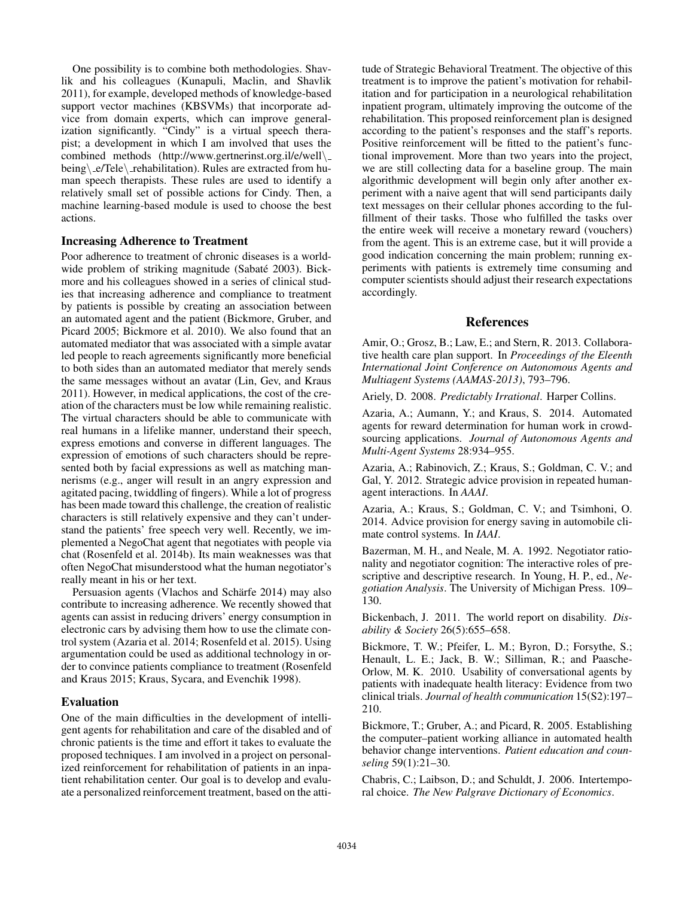One possibility is to combine both methodologies. Shavlik and his colleagues (Kunapuli, Maclin, and Shavlik 2011), for example, developed methods of knowledge-based support vector machines (KBSVMs) that incorporate advice from domain experts, which can improve generalization significantly. "Cindy" is a virtual speech therapist; a development in which I am involved that uses the combined methods (http://www.gertnerinst.org.il/e/well\_being\_e/Tele\_rehabilitation). Rules are extracted from human speech therapists. These rules are used to identify a relatively small set of possible actions for Cindy. Then, a machine learning-based module is used to choose the best actions.

### Increasing Adherence to Treatment

Poor adherence to treatment of chronic diseases is a worldwide problem of striking magnitude (Sabaté 2003). Bickmore and his colleagues showed in a series of clinical studies that increasing adherence and compliance to treatment by patients is possible by creating an association between an automated agent and the patient (Bickmore, Gruber, and Picard 2005; Bickmore et al. 2010). We also found that an automated mediator that was associated with a simple avatar led people to reach agreements significantly more beneficial to both sides than an automated mediator that merely sends the same messages without an avatar (Lin, Gev, and Kraus 2011). However, in medical applications, the cost of the creation of the characters must be low while remaining realistic. The virtual characters should be able to communicate with real humans in a lifelike manner, understand their speech, express emotions and converse in different languages. The expression of emotions of such characters should be represented both by facial expressions as well as matching mannerisms (e.g., anger will result in an angry expression and agitated pacing, twiddling of fingers). While a lot of progress has been made toward this challenge, the creation of realistic characters is still relatively expensive and they can't understand the patients' free speech very well. Recently, we implemented a NegoChat agent that negotiates with people via chat (Rosenfeld et al. 2014b). Its main weaknesses was that often NegoChat misunderstood what the human negotiator's really meant in his or her text.

Persuasion agents (Vlachos and Schärfe 2014) may also contribute to increasing adherence. We recently showed that agents can assist in reducing drivers' energy consumption in electronic cars by advising them how to use the climate control system (Azaria et al. 2014; Rosenfeld et al. 2015). Using argumentation could be used as additional technology in order to convince patients compliance to treatment (Rosenfeld and Kraus 2015; Kraus, Sycara, and Evenchik 1998).

### Evaluation

One of the main difficulties in the development of intelligent agents for rehabilitation and care of the disabled and of chronic patients is the time and effort it takes to evaluate the proposed techniques. I am involved in a project on personalized reinforcement for rehabilitation of patients in an inpatient rehabilitation center. Our goal is to develop and evaluate a personalized reinforcement treatment, based on the attitude of Strategic Behavioral Treatment. The objective of this treatment is to improve the patient's motivation for rehabilitation and for participation in a neurological rehabilitation inpatient program, ultimately improving the outcome of the rehabilitation. This proposed reinforcement plan is designed according to the patient's responses and the staff's reports. Positive reinforcement will be fitted to the patient's functional improvement. More than two years into the project, we are still collecting data for a baseline group. The main algorithmic development will begin only after another experiment with a naive agent that will send participants daily text messages on their cellular phones according to the fulfillment of their tasks. Those who fulfilled the tasks over the entire week will receive a monetary reward (vouchers) from the agent. This is an extreme case, but it will provide a good indication concerning the main problem; running experiments with patients is extremely time consuming and computer scientists should adjust their research expectations accordingly.

## References

Amir, O.; Grosz, B.; Law, E.; and Stern, R. 2013. Collaborative health care plan support. In *Proceedings of the Eleenth International Joint Conference on Autonomous Agents and Multiagent Systems (AAMAS-2013)*, 793–796.

Ariely, D. 2008. *Predictably Irrational*. Harper Collins.

Azaria, A.; Aumann, Y.; and Kraus, S. 2014. Automated agents for reward determination for human work in crowdsourcing applications. *Journal of Autonomous Agents and Multi-Agent Systems* 28:934–955.

Azaria, A.; Rabinovich, Z.; Kraus, S.; Goldman, C. V.; and Gal, Y. 2012. Strategic advice provision in repeated human-agent interactions. In *AAAI*.

Azaria, A.; Kraus, S.; Goldman, C. V.; and Tsimhoni, O. 2014. Advice provision for energy saving in automobile climate control systems. In *IAAI*.

Bazerman, M. H., and Neale, M. A. 1992. Negotiator rationality and negotiator cognition: The interactive roles of prescriptive and descriptive research. In Young, H. P., ed., *Negotiation Analysis*. The University of Michigan Press. 109–130.

Bickenbach, J. 2011. The world report on disability. *Disability & Society* 26(5):655–658.

Bickmore, T. W.; Pfeifer, L. M.; Byron, D.; Forsythe, S.; Henault, L. E.; Jack, B. W.; Silliman, R.; and Paasche-Orlow, M. K. 2010. Usability of conversational agents by patients with inadequate health literacy: Evidence from two clinical trials. *Journal of health communication* 15(S2):197–210.

Bickmore, T.; Gruber, A.; and Picard, R. 2005. Establishing the computer–patient working alliance in automated health behavior change interventions. *Patient education and counseling* 59(1):21–30.

Chabris, C.; Laibson, D.; and Schuldt, J. 2006. Intertemporal choice. *The New Palgrave Dictionary of Economics*.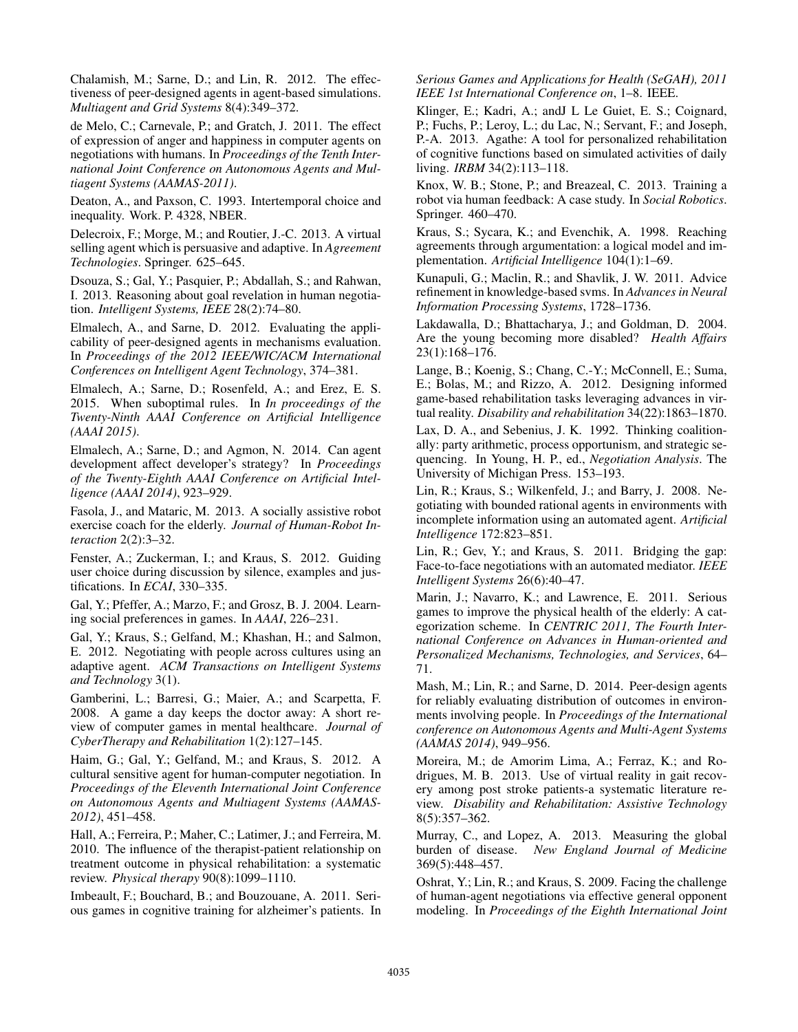Chalamish, M.; Sarne, D.; and Lin, R. 2012. The effectiveness of peer-designed agents in agent-based simulations. *Multiagent and Grid Systems* 8(4):349–372.

de Melo, C.; Carnevale, P.; and Gratch, J. 2011. The effect of expression of anger and happiness in computer agents on negotiations with humans. In *Proceedings of the Tenth International Joint Conference on Autonomous Agents and Multiagent Systems (AAMAS-2011)*.

Deaton, A., and Paxson, C. 1993. Intertemporal choice and inequality. Work. P. 4328, NBER.

Delecroix, F.; Morge, M.; and Routier, J.-C. 2013. A virtual selling agent which is persuasive and adaptive. In *Agreement Technologies*. Springer. 625–645.

Dsouza, S.; Gal, Y.; Pasquier, P.; Abdallah, S.; and Rahwan, I. 2013. Reasoning about goal revelation in human negotiation. *Intelligent Systems, IEEE* 28(2):74–80.

Elmalech, A., and Sarne, D. 2012. Evaluating the applicability of peer-designed agents in mechanisms evaluation. In *Proceedings of the 2012 IEEE/WIC/ACM International Conferences on Intelligent Agent Technology*, 374–381.

Elmalech, A.; Sarne, D.; Rosenfeld, A.; and Erez, E. S. 2015. When suboptimal rules. In *In proceedings of the Twenty-Ninth AAAI Conference on Artificial Intelligence (AAAI 2015)*.

Elmalech, A.; Sarne, D.; and Agmon, N. 2014. Can agent development affect developer's strategy? In *Proceedings of the Twenty-Eighth AAAI Conference on Artificial Intelligence (AAAI 2014)*, 923–929.

Fasola, J., and Mataric, M. 2013. A socially assistive robot exercise coach for the elderly. *Journal of Human-Robot Interaction* 2(2):3–32.

Fenster, A.; Zuckerman, I.; and Kraus, S. 2012. Guiding user choice during discussion by silence, examples and justifications. In *ECAI*, 330–335.

Gal, Y.; Pfeffer, A.; Marzo, F.; and Grosz, B. J. 2004. Learning social preferences in games. In *AAAI*, 226–231.

Gal, Y.; Kraus, S.; Gelfand, M.; Khashan, H.; and Salmon, E. 2012. Negotiating with people across cultures using an adaptive agent. *ACM Transactions on Intelligent Systems and Technology* 3(1).

Gamberini, L.; Barresi, G.; Maier, A.; and Scarpetta, F. 2008. A game a day keeps the doctor away: A short review of computer games in mental healthcare. *Journal of CyberTherapy and Rehabilitation* 1(2):127–145.

Haim, G.; Gal, Y.; Gelfand, M.; and Kraus, S. 2012. A cultural sensitive agent for human-computer negotiation. In *Proceedings of the Eleventh International Joint Conference on Autonomous Agents and Multiagent Systems (AAMAS-2012)*, 451–458.

Hall, A.; Ferreira, P.; Maher, C.; Latimer, J.; and Ferreira, M. 2010. The influence of the therapist-patient relationship on treatment outcome in physical rehabilitation: a systematic review. *Physical therapy* 90(8):1099–1110.

Imbeault, F.; Bouchard, B.; and Bouzouane, A. 2011. Serious games in cognitive training for alzheimer's patients. In *Serious Games and Applications for Health (SeGAH), 2011 IEEE 1st International Conference on*, 1–8. IEEE.

Klinger, E.; Kadri, A.; andJ L Le Guiet, E. S.; Coignard, P.; Fuchs, P.; Leroy, L.; du Lac, N.; Servant, F.; and Joseph, P.-A. 2013. Agathe: A tool for personalized rehabilitation of cognitive functions based on simulated activities of daily living. *IRBM* 34(2):113–118.

Knox, W. B.; Stone, P.; and Breazeal, C. 2013. Training a robot via human feedback: A case study. In *Social Robotics*. Springer. 460–470.

Kraus, S.; Sycara, K.; and Evenchik, A. 1998. Reaching agreements through argumentation: a logical model and implementation. *Artificial Intelligence* 104(1):1–69.

Kunapuli, G.; Maclin, R.; and Shavlik, J. W. 2011. Advice refinement in knowledge-based svms. In *Advances in Neural Information Processing Systems*, 1728–1736.

Lakdawalla, D.; Bhattacharya, J.; and Goldman, D. 2004. Are the young becoming more disabled? *Health Affairs* 23(1):168–176.

Lange, B.; Koenig, S.; Chang, C.-Y.; McConnell, E.; Suma, E.; Bolas, M.; and Rizzo, A. 2012. Designing informed game-based rehabilitation tasks leveraging advances in virtual reality. *Disability and rehabilitation* 34(22):1863–1870.

Lax, D. A., and Sebenius, J. K. 1992. Thinking coalitionally: party arithmetic, process opportunism, and strategic sequencing. In Young, H. P., ed., *Negotiation Analysis*. The University of Michigan Press. 153–193.

Lin, R.; Kraus, S.; Wilkenfeld, J.; and Barry, J. 2008. Negotiating with bounded rational agents in environments with incomplete information using an automated agent. *Artificial Intelligence* 172:823–851.

Lin, R.; Gev, Y.; and Kraus, S. 2011. Bridging the gap: Face-to-face negotiations with an automated mediator. *IEEE Intelligent Systems* 26(6):40–47.

Marin, J.; Navarro, K.; and Lawrence, E. 2011. Serious games to improve the physical health of the elderly: A categorization scheme. In *CENTRIC 2011, The Fourth International Conference on Advances in Human-oriented and Personalized Mechanisms, Technologies, and Services*, 64–71.

Mash, M.; Lin, R.; and Sarne, D. 2014. Peer-design agents for reliably evaluating distribution of outcomes in environments involving people. In *Proceedings of the International conference on Autonomous Agents and Multi-Agent Systems (AAMAS 2014)*, 949–956.

Moreira, M.; de Amorim Lima, A.; Ferraz, K.; and Rodrigues, M. B. 2013. Use of virtual reality in gait recovery among post stroke patients-a systematic literature review. *Disability and Rehabilitation: Assistive Technology* 8(5):357–362.

Murray, C., and Lopez, A. 2013. Measuring the global burden of disease. *New England Journal of Medicine* 369(5):448–457.

Oshrat, Y.; Lin, R.; and Kraus, S. 2009. Facing the challenge of human-agent negotiations via effective general opponent modeling. In *Proceedings of the Eighth International Joint*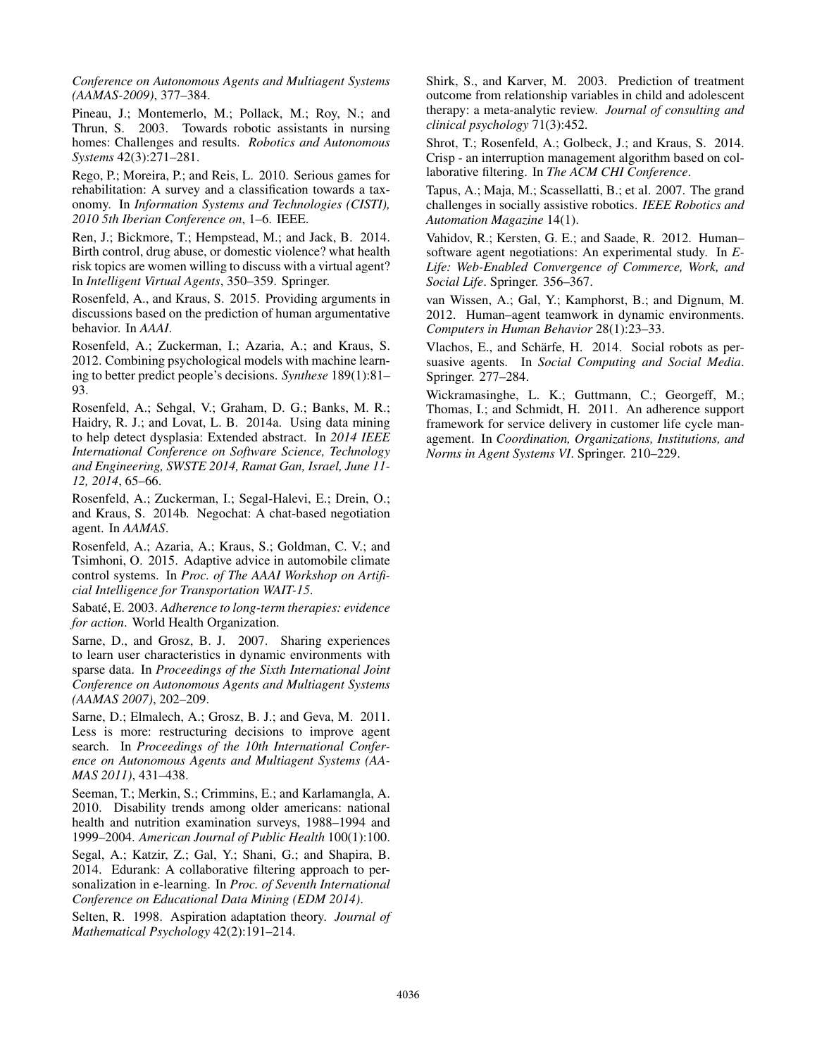*Conference on Autonomous Agents and Multiagent Systems (AAMAS-2009)*, 377–384.

Pineau, J.; Montemerlo, M.; Pollack, M.; Roy, N.; and Thrun, S. 2003. Towards robotic assistants in nursing homes: Challenges and results. *Robotics and Autonomous Systems* 42(3):271–281.

Rego, P.; Moreira, P.; and Reis, L. 2010. Serious games for rehabilitation: A survey and a classification towards a taxonomy. In *Information Systems and Technologies (CISTI), 2010 5th Iberian Conference on*, 1–6. IEEE.

Ren, J.; Bickmore, T.; Hempstead, M.; and Jack, B. 2014. Birth control, drug abuse, or domestic violence? what health risk topics are women willing to discuss with a virtual agent? In *Intelligent Virtual Agents*, 350–359. Springer.

Rosenfeld, A., and Kraus, S. 2015. Providing arguments in discussions based on the prediction of human argumentative behavior. In *AAAI*.

Rosenfeld, A.; Zuckerman, I.; Azaria, A.; and Kraus, S. 2012. Combining psychological models with machine learning to better predict people's decisions. *Synthese* 189(1):81–93.

Rosenfeld, A.; Sehgal, V.; Graham, D. G.; Banks, M. R.; Haidry, R. J.; and Lovat, L. B. 2014a. Using data mining to help detect dysplasia: Extended abstract. In *2014 IEEE International Conference on Software Science, Technology and Engineering, SWSTE 2014, Ramat Gan, Israel, June 11-12, 2014*, 65–66.

Rosenfeld, A.; Zuckerman, I.; Segal-Halevi, E.; Drein, O.; and Kraus, S. 2014b. Negochat: A chat-based negotiation agent. In *AAMAS*.

Rosenfeld, A.; Azaria, A.; Kraus, S.; Goldman, C. V.; and Tsimhoni, O. 2015. Adaptive advice in automobile climate control systems. In *Proc. of The AAAI Workshop on Artificial Intelligence for Transportation WAIT-15*.

Sabaté, E. 2003. *Adherence to long-term therapies: evidence for action*. World Health Organization.

Sarne, D., and Grosz, B. J. 2007. Sharing experiences to learn user characteristics in dynamic environments with sparse data. In *Proceedings of the Sixth International Joint Conference on Autonomous Agents and Multiagent Systems (AAMAS 2007)*, 202–209.

Sarne, D.; Elmalech, A.; Grosz, B. J.; and Geva, M. 2011. Less is more: restructuring decisions to improve agent search. In *Proceedings of the 10th International Conference on Autonomous Agents and Multiagent Systems (AAMAS 2011)*, 431–438.

Seeman, T.; Merkin, S.; Crimmins, E.; and Karlamangla, A. 2010. Disability trends among older americans: national health and nutrition examination surveys, 1988–1994 and 1999–2004. *American Journal of Public Health* 100(1):100.

Segal, A.; Katzir, Z.; Gal, Y.; Shani, G.; and Shapira, B. 2014. Edurank: A collaborative filtering approach to personalization in e-learning. In *Proc. of Seventh International Conference on Educational Data Mining (EDM 2014)*.

Selten, R. 1998. Aspiration adaptation theory. *Journal of Mathematical Psychology* 42(2):191–214.

Shirk, S., and Karver, M. 2003. Prediction of treatment outcome from relationship variables in child and adolescent therapy: a meta-analytic review. *Journal of consulting and clinical psychology* 71(3):452.

Shrot, T.; Rosenfeld, A.; Golbeck, J.; and Kraus, S. 2014. Crisp - an interruption management algorithm based on collaborative filtering. In *The ACM CHI Conference*.

Tapus, A.; Maja, M.; Scassellatti, B.; et al. 2007. The grand challenges in socially assistive robotics. *IEEE Robotics and Automation Magazine* 14(1).

Vahidov, R.; Kersten, G. E.; and Saade, R. 2012. Human–software agent negotiations: An experimental study. In *E-Life: Web-Enabled Convergence of Commerce, Work, and Social Life*. Springer. 356–367.

van Wissen, A.; Gal, Y.; Kamphorst, B.; and Dignum, M. 2012. Human–agent teamwork in dynamic environments. *Computers in Human Behavior* 28(1):23–33.

Vlachos, E., and Schärfe, H. 2014. Social robots as persuasive agents. In *Social Computing and Social Media*. Springer. 277–284.

Wickramasinghe, L. K.; Guttmann, C.; Georgeff, M.; Thomas, I.; and Schmidt, H. 2011. An adherence support framework for service delivery in customer life cycle management. In *Coordination, Organizations, Institutions, and Norms in Agent Systems VI*. Springer. 210–229.